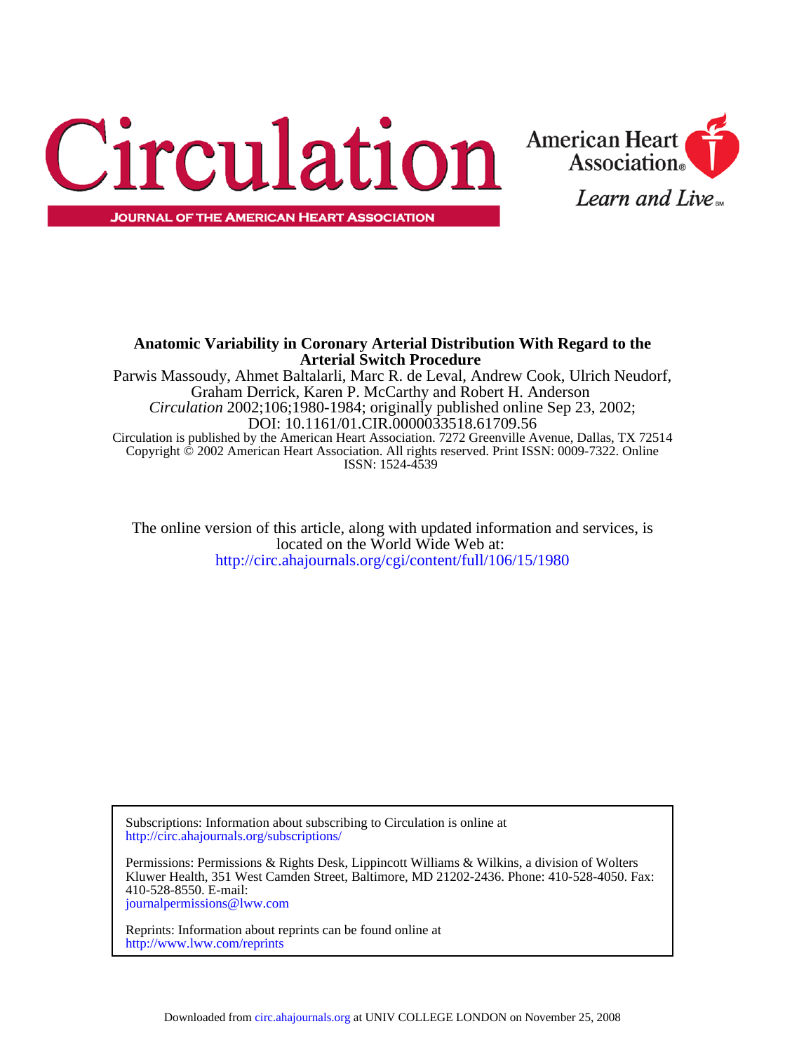# Circulation

JOURNAL OF THE AMERICAN HEART ASSOCIATION

American Heart Association®

*Learn and Live*℠

**Anatomic Variability in Coronary Arterial Distribution With Regard to the Arterial Switch Procedure**

Parwis Massoudy, Ahmet Baltalarli, Marc R. de Leval, Andrew Cook, Ulrich Neudorf, Graham Derrick, Karen P. McCarthy and Robert H. Anderson

*Circulation* 2002;106;1980-1984; originally published online Sep 23, 2002;

DOI: 10.1161/01.CIR.0000033518.61709.56

Circulation is published by the American Heart Association. 7272 Greenville Avenue, Dallas, TX 72514

Copyright © 2002 American Heart Association. All rights reserved. Print ISSN: 0009-7322. Online ISSN: 1524-4539

The online version of this article, along with updated information and services, is located on the World Wide Web at:

http://circ.ahajournals.org/cgi/content/full/106/15/1980

Subscriptions: Information about subscribing to Circulation is online at
http://circ.ahajournals.org/subscriptions/

Permissions: Permissions & Rights Desk, Lippincott Williams & Wilkins, a division of Wolters Kluwer Health, 351 West Camden Street, Baltimore, MD 21202-2436. Phone: 410-528-4050. Fax: 410-528-8550. E-mail:
journalpermissions@lww.com

Reprints: Information about reprints can be found online at
http://www.lww.com/reprints

Downloaded from circ.ahajournals.org at UNIV COLLEGE LONDON on November 25, 2008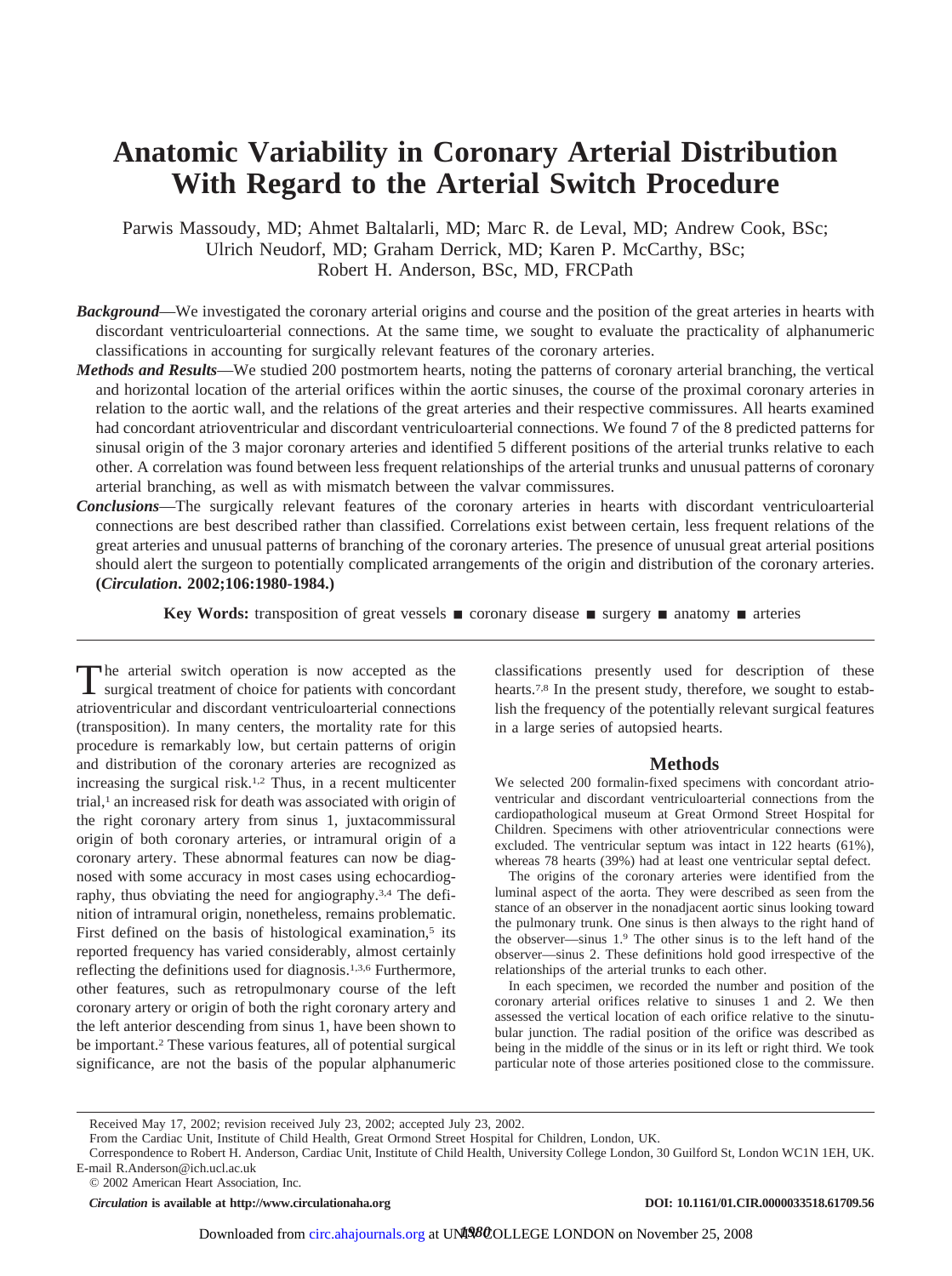# Anatomic Variability in Coronary Arterial Distribution With Regard to the Arterial Switch Procedure

Parwis Massoudy, MD; Ahmet Baltalarli, MD; Marc R. de Leval, MD; Andrew Cook, BSc; Ulrich Neudorf, MD; Graham Derrick, MD; Karen P. McCarthy, BSc; Robert H. Anderson, BSc, MD, FRCPath

***Background***—We investigated the coronary arterial origins and course and the position of the great arteries in hearts with discordant ventriculoarterial connections. At the same time, we sought to evaluate the practicality of alphanumeric classifications in accounting for surgically relevant features of the coronary arteries.

***Methods and Results***—We studied 200 postmortem hearts, noting the patterns of coronary arterial branching, the vertical and horizontal location of the arterial orifices within the aortic sinuses, the course of the proximal coronary arteries in relation to the aortic wall, and the relations of the great arteries and their respective commissures. All hearts examined had concordant atrioventricular and discordant ventriculoarterial connections. We found 7 of the 8 predicted patterns for sinusal origin of the 3 major coronary arteries and identified 5 different positions of the arterial trunks relative to each other. A correlation was found between less frequent relationships of the arterial trunks and unusual patterns of coronary arterial branching, as well as with mismatch between the valvar commissures.

***Conclusions***—The surgically relevant features of the coronary arteries in hearts with discordant ventriculoarterial connections are best described rather than classified. Correlations exist between certain, less frequent relations of the great arteries and unusual patterns of branching of the coronary arteries. The presence of unusual great arterial positions should alert the surgeon to potentially complicated arrangements of the origin and distribution of the coronary arteries. **(*Circulation*. 2002;106:1980-1984.)**

**Key Words:** transposition of great vessels ■ coronary disease ■ surgery ■ anatomy ■ arteries

The arterial switch operation is now accepted as the surgical treatment of choice for patients with concordant atrioventricular and discordant ventriculoarterial connections (transposition). In many centers, the mortality rate for this procedure is remarkably low, but certain patterns of origin and distribution of the coronary arteries are recognized as increasing the surgical risk.[1,2] Thus, in a recent multicenter trial,[1] an increased risk for death was associated with origin of the right coronary artery from sinus 1, juxtacommissural origin of both coronary arteries, or intramural origin of a coronary artery. These abnormal features can now be diagnosed with some accuracy in most cases using echocardiography, thus obviating the need for angiography.[3,4] The definition of intramural origin, nonetheless, remains problematic. First defined on the basis of histological examination,[5] its reported frequency has varied considerably, almost certainly reflecting the definitions used for diagnosis.[1,3,6] Furthermore, other features, such as retropulmonary course of the left coronary artery or origin of both the right coronary artery and the left anterior descending from sinus 1, have been shown to be important.[2] These various features, all of potential surgical significance, are not the basis of the popular alphanumeric classifications presently used for description of these hearts.[7,8] In the present study, therefore, we sought to establish the frequency of the potentially relevant surgical features in a large series of autopsied hearts.

## Methods

We selected 200 formalin-fixed specimens with concordant atrioventricular and discordant ventriculoarterial connections from the cardiopathological museum at Great Ormond Street Hospital for Children. Specimens with other atrioventricular connections were excluded. The ventricular septum was intact in 122 hearts (61%), whereas 78 hearts (39%) had at least one ventricular septal defect.

The origins of the coronary arteries were identified from the luminal aspect of the aorta. They were described as seen from the stance of an observer in the nonadjacent aortic sinus looking toward the pulmonary trunk. One sinus is then always to the right hand of the observer—sinus 1.[9] The other sinus is to the left hand of the observer—sinus 2. These definitions hold good irrespective of the relationships of the arterial trunks to each other.

In each specimen, we recorded the number and position of the coronary arterial orifices relative to sinuses 1 and 2. We then assessed the vertical location of each orifice relative to the sinutubular junction. The radial position of the orifice was described as being in the middle of the sinus or in its left or right third. We took particular note of those arteries positioned close to the commissure.

Received May 17, 2002; revision received July 23, 2002; accepted July 23, 2002.

From the Cardiac Unit, Institute of Child Health, Great Ormond Street Hospital for Children, London, UK.

Correspondence to Robert H. Anderson, Cardiac Unit, Institute of Child Health, University College London, 30 Guilford St, London WC1N 1EH, UK. E-mail R.Anderson@ich.ucl.ac.uk

© 2002 American Heart Association, Inc.

*Circulation* **is available at http://www.circulationaha.org** **DOI: 10.1161/01.CIR.0000033518.61709.56**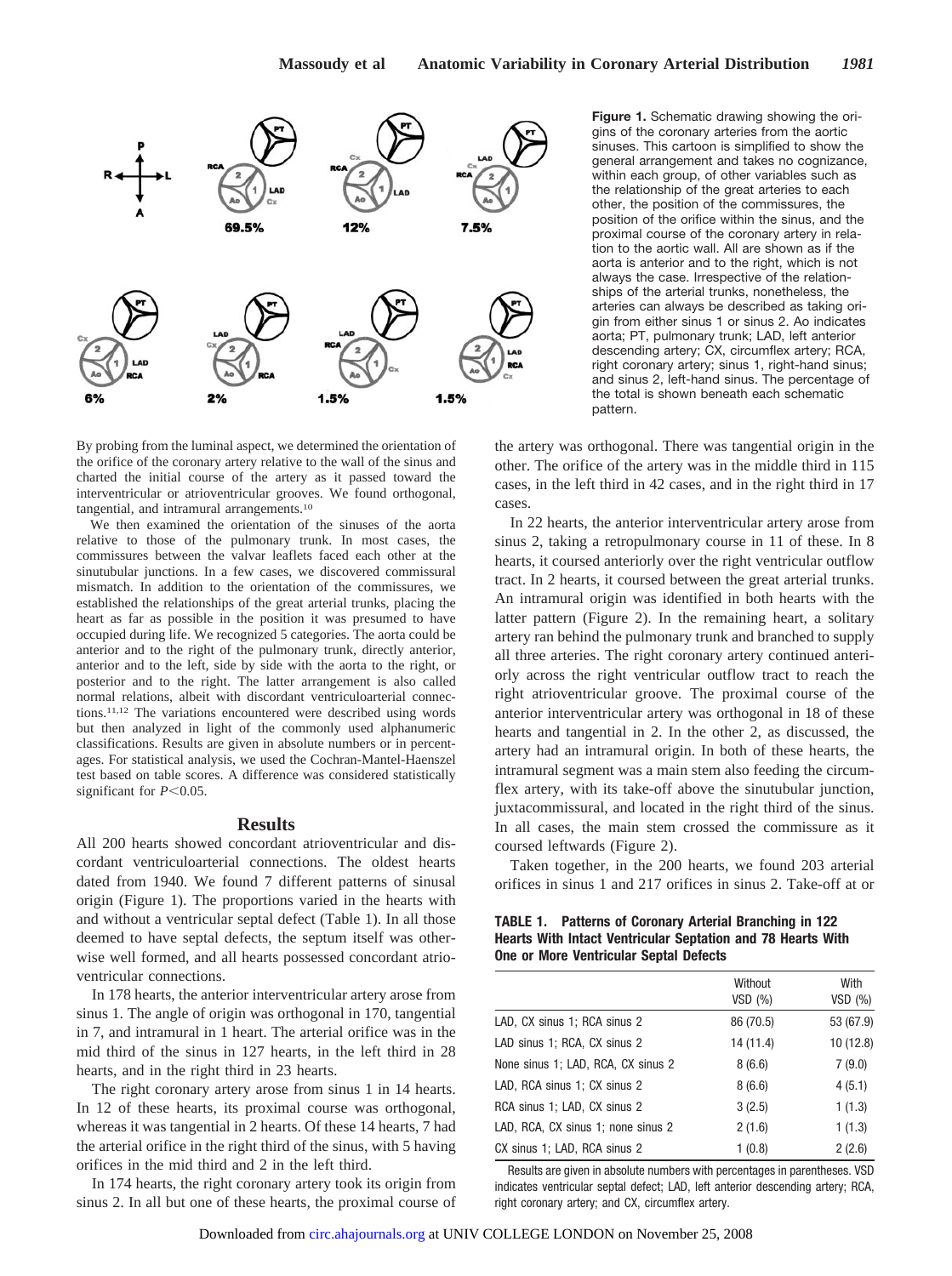Figure 1. Schematic drawing showing the origins of the coronary arteries from the aortic sinuses. This cartoon is simplified to show the general arrangement and takes no cognizance, within each group, of other variables such as the relationship of the great arteries to each other, the position of the commissures, the position of the orifice within the sinus, and the proximal course of the coronary artery in relation to the aortic wall. All are shown as if the aorta is anterior and to the right, which is not always the case. Irrespective of the relationships of the arterial trunks, nonetheless, the arteries can always be described as taking origin from either sinus 1 or sinus 2. Ao indicates aorta; PT, pulmonary trunk; LAD, left anterior descending artery; CX, circumflex artery; RCA, right coronary artery; sinus 1, right-hand sinus; and sinus 2, left-hand sinus. The percentage of the total is shown beneath each schematic pattern.

By probing from the luminal aspect, we determined the orientation of the orifice of the coronary artery relative to the wall of the sinus and charted the initial course of the artery as it passed toward the interventricular or atrioventricular grooves. We found orthogonal, tangential, and intramural arrangements.[10]

We then examined the orientation of the sinuses of the aorta relative to those of the pulmonary trunk. In most cases, the commissures between the valvar leaflets faced each other at the sinutubular junctions. In a few cases, we discovered commissural mismatch. In addition to the orientation of the commissures, we established the relationships of the great arterial trunks, placing the heart as far as possible in the position it was presumed to have occupied during life. We recognized 5 categories. The aorta could be anterior and to the right of the pulmonary trunk, directly anterior, anterior and to the left, side by side with the aorta to the right, or posterior and to the right. The latter arrangement is also called normal relations, albeit with discordant ventriculoarterial connections.[11,12] The variations encountered were described using words but then analyzed in light of the commonly used alphanumeric classifications. Results are given in absolute numbers or in percentages. For statistical analysis, we used the Cochran-Mantel-Haenszel test based on table scores. A difference was considered statistically significant for $P<0.05$.

## Results

All 200 hearts showed concordant atrioventricular and discordant ventriculoarterial connections. The oldest hearts dated from 1940. We found 7 different patterns of sinusal origin (Figure 1). The proportions varied in the hearts with and without a ventricular septal defect (Table 1). In all those deemed to have septal defects, the septum itself was otherwise well formed, and all hearts possessed concordant atrioventricular connections.

In 178 hearts, the anterior interventricular artery arose from sinus 1. The angle of origin was orthogonal in 170, tangential in 7, and intramural in 1 heart. The arterial orifice was in the mid third of the sinus in 127 hearts, in the left third in 28 hearts, and in the right third in 23 hearts.

The right coronary artery arose from sinus 1 in 14 hearts. In 12 of these hearts, its proximal course was orthogonal, whereas it was tangential in 2 hearts. Of these 14 hearts, 7 had the arterial orifice in the right third of the sinus, with 5 having orifices in the mid third and 2 in the left third.

In 174 hearts, the right coronary artery took its origin from sinus 2. In all but one of these hearts, the proximal course of the artery was orthogonal. There was tangential origin in the other. The orifice of the artery was in the middle third in 115 cases, in the left third in 42 cases, and in the right third in 17 cases.

In 22 hearts, the anterior interventricular artery arose from sinus 2, taking a retropulmonary course in 11 of these. In 8 hearts, it coursed anteriorly over the right ventricular outflow tract. In 2 hearts, it coursed between the great arterial trunks. An intramural origin was identified in both hearts with the latter pattern (Figure 2). In the remaining heart, a solitary artery ran behind the pulmonary trunk and branched to supply all three arteries. The right coronary artery continued anteriorly across the right ventricular outflow tract to reach the right atrioventricular groove. The proximal course of the anterior interventricular artery was orthogonal in 18 of these hearts and tangential in 2. In the other 2, as discussed, the artery had an intramural origin. In both of these hearts, the intramural segment was a main stem also feeding the circumflex artery, with its take-off above the sinutubular junction, juxtacommissural, and located in the right third of the sinus. In all cases, the main stem crossed the commissure as it coursed leftwards (Figure 2).

Taken together, in the 200 hearts, we found 203 arterial orifices in sinus 1 and 217 orifices in sinus 2. Take-off at or

**TABLE 1. Patterns of Coronary Arterial Branching in 122 Hearts With Intact Ventricular Septation and 78 Hearts With One or More Ventricular Septal Defects**

| | Without VSD (%) | With VSD (%) |
|---|---|---|
| LAD, CX sinus 1; RCA sinus 2 | 86 (70.5) | 53 (67.9) |
| LAD sinus 1; RCA, CX sinus 2 | 14 (11.4) | 10 (12.8) |
| None sinus 1; LAD, RCA, CX sinus 2 | 8 (6.6) | 7 (9.0) |
| LAD, RCA sinus 1; CX sinus 2 | 8 (6.6) | 4 (5.1) |
| RCA sinus 1; LAD, CX sinus 2 | 3 (2.5) | 1 (1.3) |
| LAD, RCA, CX sinus 1; none sinus 2 | 2 (1.6) | 1 (1.3) |
| CX sinus 1; LAD, RCA sinus 2 | 1 (0.8) | 2 (2.6) |

Results are given in absolute numbers with percentages in parentheses. VSD indicates ventricular septal defect; LAD, left anterior descending artery; RCA, right coronary artery; and CX, circumflex artery.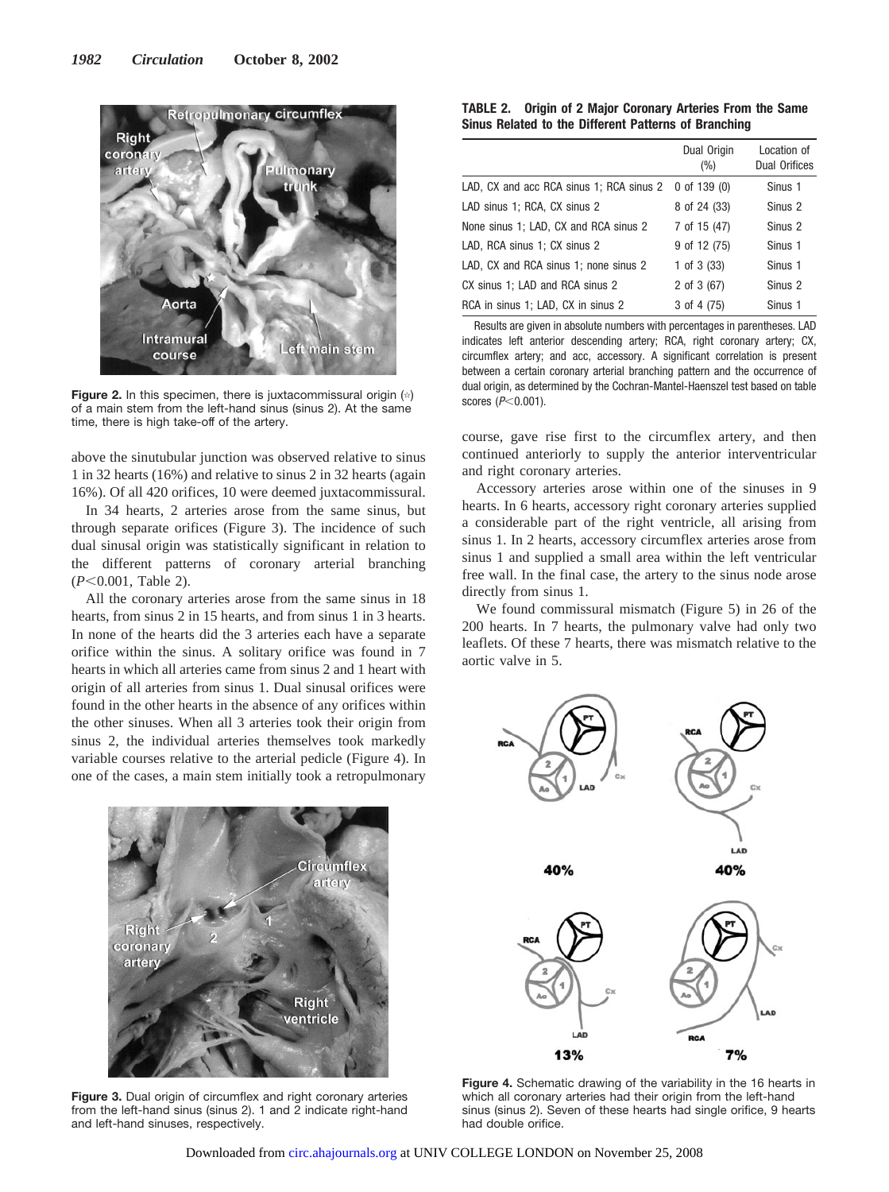Figure 2. In this specimen, there is juxtacommissural origin (☆) of a main stem from the left-hand sinus (sinus 2). At the same time, there is high take-off of the artery.

above the sinutubular junction was observed relative to sinus 1 in 32 hearts (16%) and relative to sinus 2 in 32 hearts (again 16%). Of all 420 orifices, 10 were deemed juxtacommissural.

In 34 hearts, 2 arteries arose from the same sinus, but through separate orifices (Figure 3). The incidence of such dual sinusal origin was statistically significant in relation to the different patterns of coronary arterial branching ($P<0.001$, Table 2).

All the coronary arteries arose from the same sinus in 18 hearts, from sinus 2 in 15 hearts, and from sinus 1 in 3 hearts. In none of the hearts did the 3 arteries each have a separate orifice within the sinus. A solitary orifice was found in 7 hearts in which all arteries came from sinus 2 and 1 heart with origin of all arteries from sinus 1. Dual sinusal orifices were found in the other hearts in the absence of any orifices within the other sinuses. When all 3 arteries took their origin from sinus 2, the individual arteries themselves took markedly variable courses relative to the arterial pedicle (Figure 4). In one of the cases, a main stem initially took a retropulmonary course, gave rise first to the circumflex artery, and then continued anteriorly to supply the anterior interventricular and right coronary arteries.

**TABLE 2. Origin of 2 Major Coronary Arteries From the Same Sinus Related to the Different Patterns of Branching**

| | Dual Origin (%) | Location of Dual Orifices |
|---|---|---|
| LAD, CX and acc RCA sinus 1; RCA sinus 2 | 0 of 139 (0) | Sinus 1 |
| LAD sinus 1; RCA, CX sinus 2 | 8 of 24 (33) | Sinus 2 |
| None sinus 1; LAD, CX and RCA sinus 2 | 7 of 15 (47) | Sinus 2 |
| LAD, RCA sinus 1; CX sinus 2 | 9 of 12 (75) | Sinus 1 |
| LAD, CX and RCA sinus 1; none sinus 2 | 1 of 3 (33) | Sinus 1 |
| CX sinus 1; LAD and RCA sinus 2 | 2 of 3 (67) | Sinus 2 |
| RCA in sinus 1; LAD, CX in sinus 2 | 3 of 4 (75) | Sinus 1 |

Results are given in absolute numbers with percentages in parentheses. LAD indicates left anterior descending artery; RCA, right coronary artery; CX, circumflex artery; and acc, accessory. A significant correlation is present between a certain coronary arterial branching pattern and the occurrence of dual origin, as determined by the Cochran-Mantel-Haenszel test based on table scores ($P<0.001$).

Accessory arteries arose within one of the sinuses in 9 hearts. In 6 hearts, accessory right coronary arteries supplied a considerable part of the right ventricle, all arising from sinus 1. In 2 hearts, accessory circumflex arteries arose from sinus 1 and supplied a small area within the left ventricular free wall. In the final case, the artery to the sinus node arose directly from sinus 1.

We found commissural mismatch (Figure 5) in 26 of the 200 hearts. In 7 hearts, the pulmonary valve had only two leaflets. Of these 7 hearts, there was mismatch relative to the aortic valve in 5.

Figure 3. Dual origin of circumflex and right coronary arteries from the left-hand sinus (sinus 2). 1 and 2 indicate right-hand and left-hand sinuses, respectively.

Figure 4. Schematic drawing of the variability in the 16 hearts in which all coronary arteries had their origin from the left-hand sinus (sinus 2). Seven of these hearts had single orifice, 9 hearts had double orifice.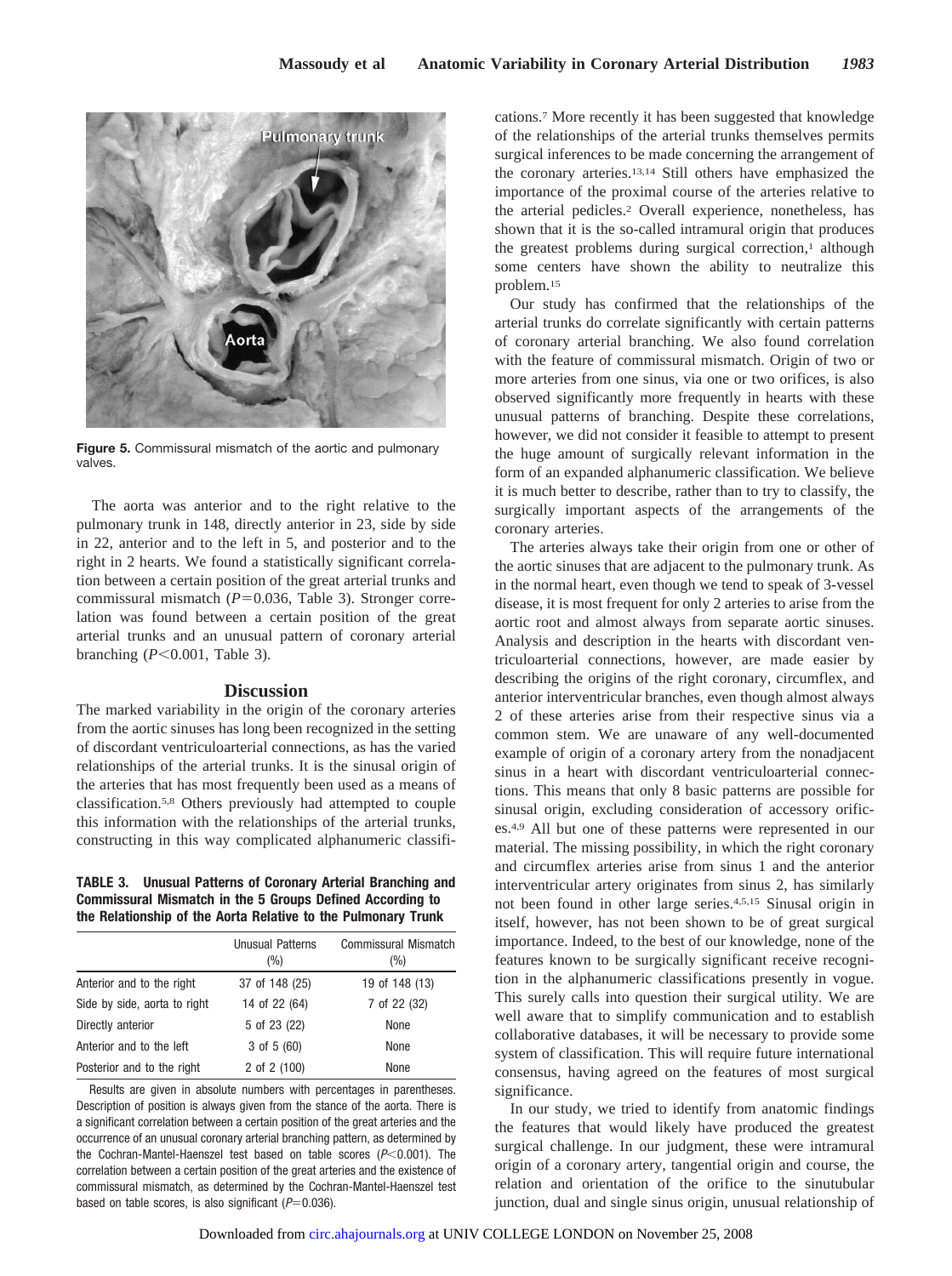Figure 5. Commissural mismatch of the aortic and pulmonary valves.

The aorta was anterior and to the right relative to the pulmonary trunk in 148, directly anterior in 23, side by side in 22, anterior and to the left in 5, and posterior and to the right in 2 hearts. We found a statistically significant correlation between a certain position of the great arterial trunks and commissural mismatch ($P=0.036$, Table 3). Stronger correlation was found between a certain position of the great arterial trunks and an unusual pattern of coronary arterial branching ($P<0.001$, Table 3).

## Discussion

The marked variability in the origin of the coronary arteries from the aortic sinuses has long been recognized in the setting of discordant ventriculoarterial connections, as has the varied relationships of the arterial trunks. It is the sinusal origin of the arteries that has most frequently been used as a means of classification.[5,8] Others previously had attempted to couple this information with the relationships of the arterial trunks, constructing in this way complicated alphanumeric classifications.[7] More recently it has been suggested that knowledge of the relationships of the arterial trunks themselves permits surgical inferences to be made concerning the arrangement of the coronary arteries.[13,14] Still others have emphasized the importance of the proximal course of the arteries relative to the arterial pedicles.[2] Overall experience, nonetheless, has shown that it is the so-called intramural origin that produces the greatest problems during surgical correction,[1] although some centers have shown the ability to neutralize this problem.[15]

**TABLE 3. Unusual Patterns of Coronary Arterial Branching and Commissural Mismatch in the 5 Groups Defined According to the Relationship of the Aorta Relative to the Pulmonary Trunk**

| | Unusual Patterns (%) | Commissural Mismatch (%) |
|---|---|---|
| Anterior and to the right | 37 of 148 (25) | 19 of 148 (13) |
| Side by side, aorta to right | 14 of 22 (64) | 7 of 22 (32) |
| Directly anterior | 5 of 23 (22) | None |
| Anterior and to the left | 3 of 5 (60) | None |
| Posterior and to the right | 2 of 2 (100) | None |

Results are given in absolute numbers with percentages in parentheses. Description of position is always given from the stance of the aorta. There is a significant correlation between a certain position of the great arteries and the occurrence of an unusual coronary arterial branching pattern, as determined by the Cochran-Mantel-Haenszel test based on table scores ($P<0.001$). The correlation between a certain position of the great arteries and the existence of commissural mismatch, as determined by the Cochran-Mantel-Haenszel test based on table scores, is also significant ($P=0.036$).

Our study has confirmed that the relationships of the arterial trunks do correlate significantly with certain patterns of coronary arterial branching. We also found correlation with the feature of commissural mismatch. Origin of two or more arteries from one sinus, via one or two orifices, is also observed significantly more frequently in hearts with these unusual patterns of branching. Despite these correlations, however, we did not consider it feasible to attempt to present the huge amount of surgically relevant information in the form of an expanded alphanumeric classification. We believe it is much better to describe, rather than to try to classify, the surgically important aspects of the arrangements of the coronary arteries.

The arteries always take their origin from one or other of the aortic sinuses that are adjacent to the pulmonary trunk. As in the normal heart, even though we tend to speak of 3-vessel disease, it is most frequent for only 2 arteries to arise from the aortic root and almost always from separate aortic sinuses. Analysis and description in the hearts with discordant ventriculoarterial connections, however, are made easier by describing the origins of the right coronary, circumflex, and anterior interventricular branches, even though almost always 2 of these arteries arise from their respective sinus via a common stem. We are unaware of any well-documented example of origin of a coronary artery from the nonadjacent sinus in a heart with discordant ventriculoarterial connections. This means that only 8 basic patterns are possible for sinusal origin, excluding consideration of accessory orifices.[4,9] All but one of these patterns were represented in our material. The missing possibility, in which the right coronary and circumflex arteries arise from sinus 1 and the anterior interventricular artery originates from sinus 2, has similarly not been found in other large series.[4,5,15] Sinusal origin in itself, however, has not been shown to be of great surgical importance. Indeed, to the best of our knowledge, none of the features known to be surgically significant receive recognition in the alphanumeric classifications presently in vogue. This surely calls into question their surgical utility. We are well aware that to simplify communication and to establish collaborative databases, it will be necessary to provide some system of classification. This will require future international consensus, having agreed on the features of most surgical significance.

In our study, we tried to identify from anatomic findings the features that would likely have produced the greatest surgical challenge. In our judgment, these were intramural origin of a coronary artery, tangential origin and course, the relation and orientation of the orifice to the sinutubular junction, dual and single sinus origin, unusual relationship of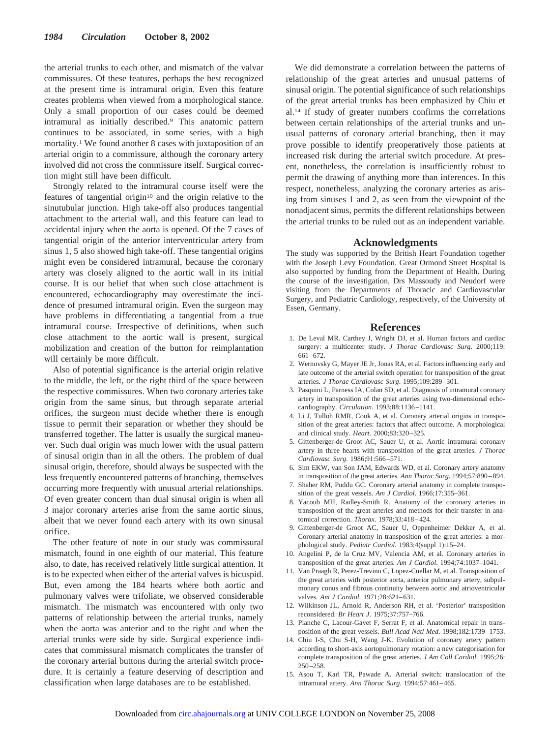the arterial trunks to each other, and mismatch of the valvar commissures. Of these features, perhaps the best recognized at the present time is intramural origin. Even this feature creates problems when viewed from a morphological stance. Only a small proportion of our cases could be deemed intramural as initially described.[9] This anatomic pattern continues to be associated, in some series, with a high mortality.[1] We found another 8 cases with juxtaposition of an arterial origin to a commissure, although the coronary artery involved did not cross the commissure itself. Surgical correction might still have been difficult.

Strongly related to the intramural course itself were the features of tangential origin[10] and the origin relative to the sinutubular junction. High take-off also produces tangential attachment to the arterial wall, and this feature can lead to accidental injury when the aorta is opened. Of the 7 cases of tangential origin of the anterior interventricular artery from sinus 1, 5 also showed high take-off. These tangential origins might even be considered intramural, because the coronary artery was closely aligned to the aortic wall in its initial course. It is our belief that when such close attachment is encountered, echocardiography may overestimate the incidence of presumed intramural origin. Even the surgeon may have problems in differentiating a tangential from a true intramural course. Irrespective of definitions, when such close attachment to the aortic wall is present, surgical mobilization and creation of the button for reimplantation will certainly be more difficult.

Also of potential significance is the arterial origin relative to the middle, the left, or the right third of the space between the respective commissures. When two coronary arteries take origin from the same sinus, but through separate arterial orifices, the surgeon must decide whether there is enough tissue to permit their separation or whether they should be transferred together. The latter is usually the surgical maneuver. Such dual origin was much lower with the usual pattern of sinusal origin than in all the others. The problem of dual sinusal origin, therefore, should always be suspected with the less frequently encountered patterns of branching, themselves occurring more frequently with unusual arterial relationships. Of even greater concern than dual sinusal origin is when all 3 major coronary arteries arise from the same aortic sinus, albeit that we never found each artery with its own sinusal orifice.

The other feature of note in our study was commissural mismatch, found in one eighth of our material. This feature also, to date, has received relatively little surgical attention. It is to be expected when either of the arterial valves is bicuspid. But, even among the 184 hearts where both aortic and pulmonary valves were trifoliate, we observed considerable mismatch. The mismatch was encountered with only two patterns of relationship between the arterial trunks, namely when the aorta was anterior and to the right and when the arterial trunks were side by side. Surgical experience indicates that commissural mismatch complicates the transfer of the coronary arterial buttons during the arterial switch procedure. It is certainly a feature deserving of description and classification when large databases are to be established.

We did demonstrate a correlation between the patterns of relationship of the great arteries and unusual patterns of sinusal origin. The potential significance of such relationships of the great arterial trunks has been emphasized by Chiu et al.[14] If study of greater numbers confirms the correlations between certain relationships of the arterial trunks and unusual patterns of coronary arterial branching, then it may prove possible to identify preoperatively those patients at increased risk during the arterial switch procedure. At present, nonetheless, the correlation is insufficiently robust to permit the drawing of anything more than inferences. In this respect, nonetheless, analyzing the coronary arteries as arising from sinuses 1 and 2, as seen from the viewpoint of the nonadjacent sinus, permits the different relationships between the arterial trunks to be ruled out as an independent variable.

## Acknowledgments

The study was supported by the British Heart Foundation together with the Joseph Levy Foundation. Great Ormond Street Hospital is also supported by funding from the Department of Health. During the course of the investigation, Drs Massoudy and Neudorf were visiting from the Departments of Thoracic and Cardiovascular Surgery, and Pediatric Cardiology, respectively, of the University of Essen, Germany.

## References

1. De Leval MR. Carthey J, Wright DJ, et al. Human factors and cardiac surgery: a multicenter study. *J Thorac Cardiovasc Surg*. 2000;119: 661–672.
2. Wernovsky G, Mayer JE Jr, Jonas RA, et al. Factors influencing early and late outcome of the arterial switch operation for transposition of the great arteries. *J Thorac Cardiovasc Surg*. 1995;109:289–301.
3. Pasquini L, Parness IA, Colan SD, et al. Diagnosis of intramural coronary artery in transposition of the great arteries using two-dimensional echocardiography. *Circulation*. 1993;88:1136–1141.
4. Li J, Tulloh RMR, Cook A, et al. Coronary arterial origins in transposition of the great arteries: factors that affect outcome. A morphological and clinical study. *Heart*. 2000;83:320–325.
5. Gittenberger-de Groot AC, Sauer U, et al. Aortic intramural coronary artery in three hearts with transposition of the great arteries. *J Thorac Cardiovasc Surg*. 1986;91:566–571.
6. Sim EKW, van Son JAM, Edwards WD, et al. Coronary artery anatomy in transposition of the great arteries. *Ann Thorac Surg*. 1994;57:890–894.
7. Shaher RM, Puddu GC. Coronary arterial anatomy in complete transposition of the great vessels. *Am J Cardiol*. 1966;17:355–361.
8. Yacoub MH, Radley-Smith R. Anatomy of the coronary arteries in transposition of the great arteries and methods for their transfer in anatomical correction. *Thorax*. 1978;33:418–424.
9. Gittenberger-de Groot AC, Sauer U, Oppenheimer Dekker A, et al. Coronary arterial anatomy in transposition of the great arteries: a morphological study. *Pediatr Cardiol*. 1983;4(suppl 1):15–24.
10. Angelini P, de la Cruz MV, Valencia AM, et al. Coronary arteries in transposition of the great arteries. *Am J Cardiol*. 1994;74:1037–1041.
11. Van Praagh R, Perez-Trevino C, Lopez-Cuellar M, et al. Transposition of the great arteries with posterior aorta, anterior pulmonary artery, subpulmonary conus and fibrous continuity between aortic and atrioventricular valves. *Am J Cardiol*. 1971;28:621–631.
12. Wilkinson JL, Arnold R, Anderson RH, et al. 'Posterior' transposition reconsidered. *Br Heart J*. 1975;37:757–766.
13. Planche C, Lacour-Gayet F, Serraf F, et al. Anatomical repair in transposition of the great vessels. *Bull Acad Natl Med*. 1998;182:1739–1753.
14. Chiu I-S, Chu S-H, Wang J-K. Evolution of coronary artery pattern according to short-axis aortopulmonary rotation: a new categorisation for complete transposition of the great arteries. *J Am Coll Cardiol*. 1995;26: 250–258.
15. Asou T, Karl TR, Pawade A. Arterial switch: translocation of the intramural artery. *Ann Thorac Surg*. 1994;57:461–465.